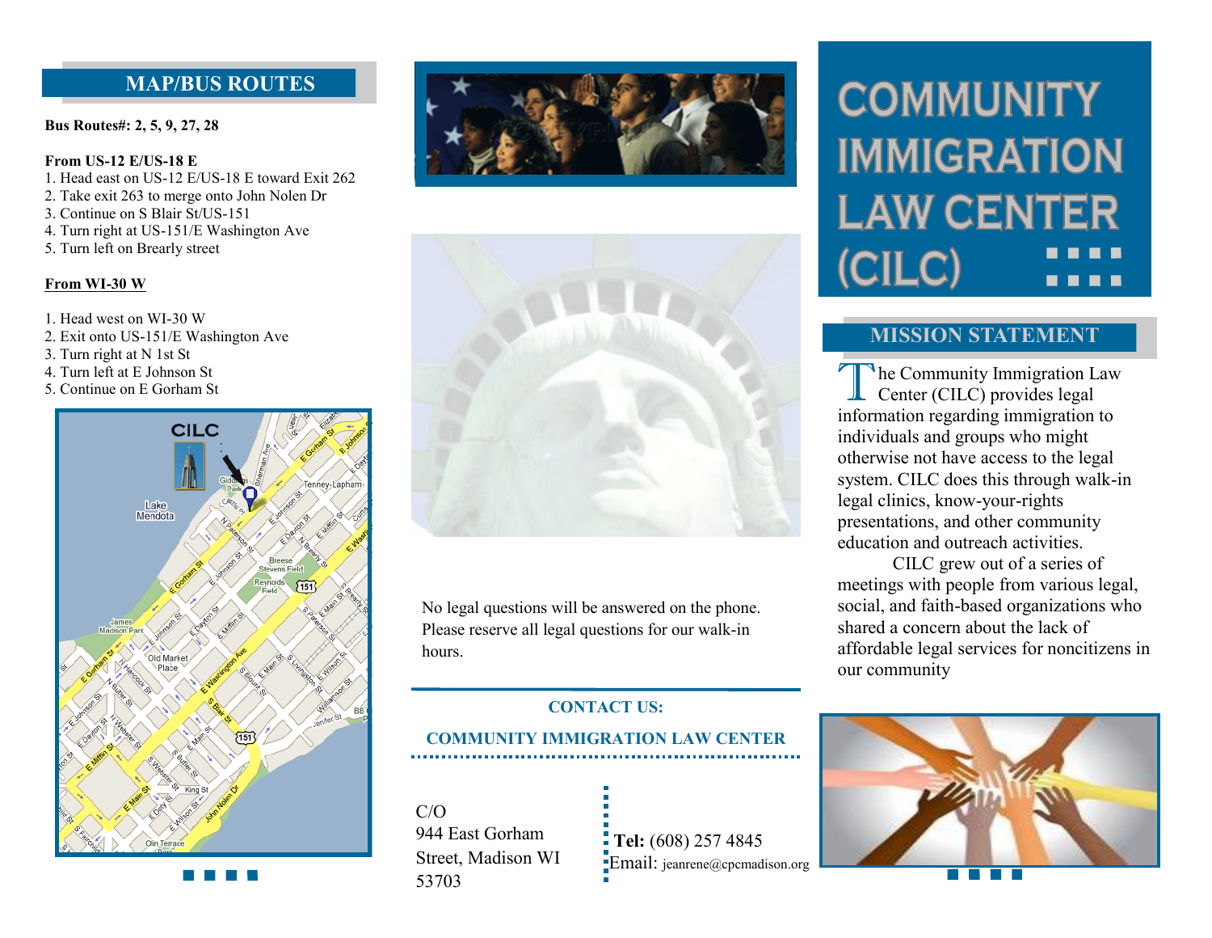## MAP/BUS ROUTES

**Bus Routes#: 2, 5, 9, 27, 28**

**From US-12 E/US-18 E**

1. Head east on US-12 E/US-18 E toward Exit 262
2. Take exit 263 to merge onto John Nolen Dr
3. Continue on S Blair St/US-151
4. Turn right at US-151/E Washington Ave
5. Turn left on Brearly street

**From WI-30 W**

1. Head west on WI-30 W
2. Exit onto US-151/E Washington Ave
3. Turn right at N 1st St
4. Turn left at E Johnson St
5. Continue on E Gorham St

No legal questions will be answered on the phone. Please reserve all legal questions for our walk-in hours.

**CONTACT US:**

**COMMUNITY IMMIGRATION LAW CENTER**

C/O
944 East Gorham Street, Madison WI 53703

**Tel:** (608) 257 4845
Email: jeanrene@cpcmadison.org

# COMMUNITY IMMIGRATION LAW CENTER (CILC)

## MISSION STATEMENT

The Community Immigration Law Center (CILC) provides legal information regarding immigration to individuals and groups who might otherwise not have access to the legal system. CILC does this through walk-in legal clinics, know-your-rights presentations, and other community education and outreach activities.

CILC grew out of a series of meetings with people from various legal, social, and faith-based organizations who shared a concern about the lack of affordable legal services for noncitizens in our community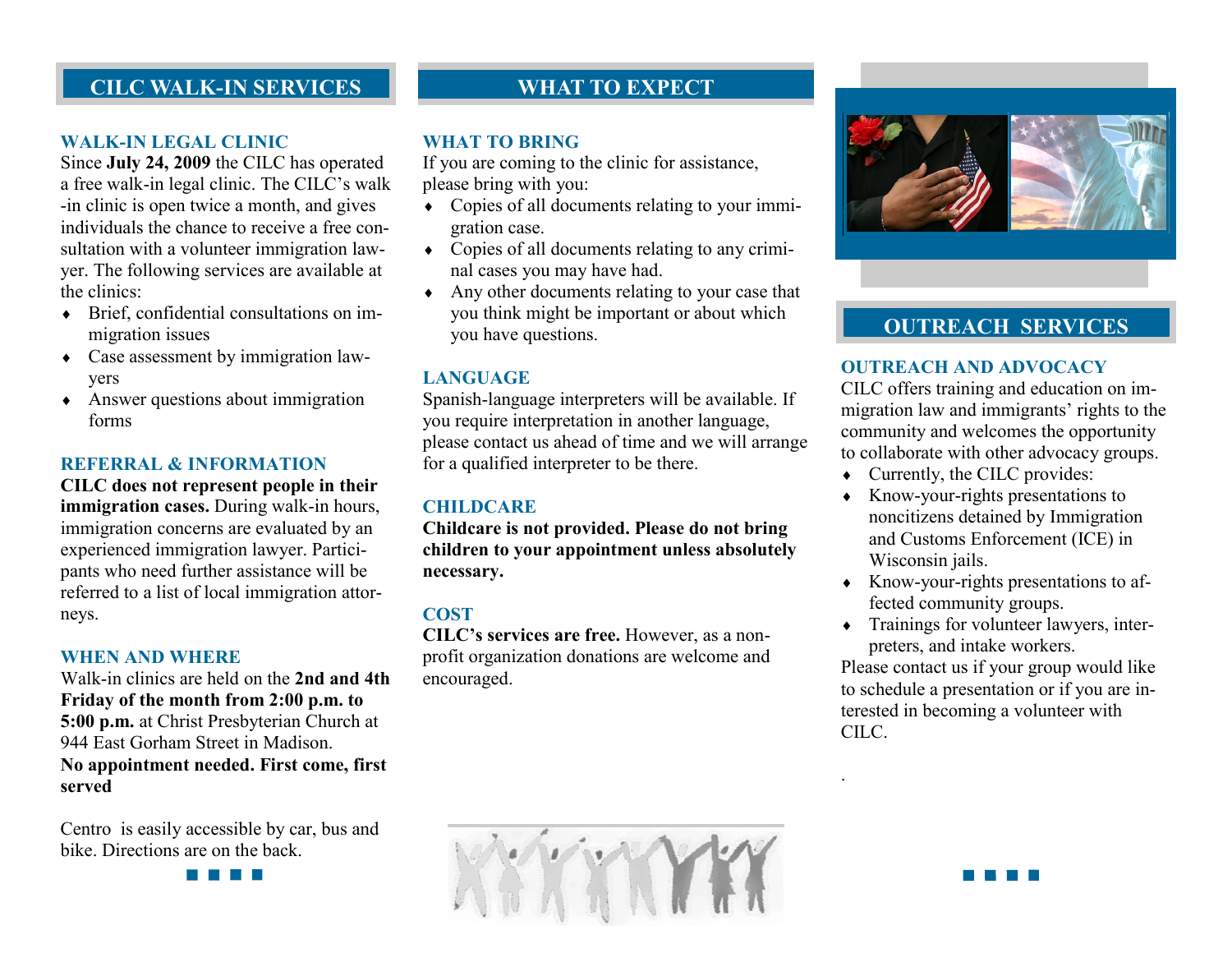## CILC WALK-IN SERVICES

### WALK-IN LEGAL CLINIC

Since **July 24, 2009** the CILC has operated a free walk-in legal clinic. The CILC's walk-in clinic is open twice a month, and gives individuals the chance to receive a free consultation with a volunteer immigration lawyer. The following services are available at the clinics:

- Brief, confidential consultations on immigration issues
- Case assessment by immigration lawyers
- Answer questions about immigration forms

### REFERRAL & INFORMATION

**CILC does not represent people in their immigration cases.** During walk-in hours, immigration concerns are evaluated by an experienced immigration lawyer. Participants who need further assistance will be referred to a list of local immigration attorneys.

### WHEN AND WHERE

Walk-in clinics are held on the **2nd and 4th Friday of the month from 2:00 p.m. to 5:00 p.m.** at Christ Presbyterian Church at 944 East Gorham Street in Madison.
**No appointment needed. First come, first served**

Centro is easily accessible by car, bus and bike. Directions are on the back.

## WHAT TO EXPECT

### WHAT TO BRING

If you are coming to the clinic for assistance, please bring with you:

- Copies of all documents relating to your immigration case.
- Copies of all documents relating to any criminal cases you may have had.
- Any other documents relating to your case that you think might be important or about which you have questions.

### LANGUAGE

Spanish-language interpreters will be available. If you require interpretation in another language, please contact us ahead of time and we will arrange for a qualified interpreter to be there.

### CHILDCARE

**Childcare is not provided. Please do not bring children to your appointment unless absolutely necessary.**

### COST

**CILC's services are free.** However, as a non-profit organization donations are welcome and encouraged.

## OUTREACH SERVICES

### OUTREACH AND ADVOCACY

CILC offers training and education on immigration law and immigrants' rights to the community and welcomes the opportunity to collaborate with other advocacy groups.

- Currently, the CILC provides:
- Know-your-rights presentations to noncitizens detained by Immigration and Customs Enforcement (ICE) in Wisconsin jails.
- Know-your-rights presentations to affected community groups.
- Trainings for volunteer lawyers, interpreters, and intake workers.

Please contact us if your group would like to schedule a presentation or if you are interested in becoming a volunteer with CILC.